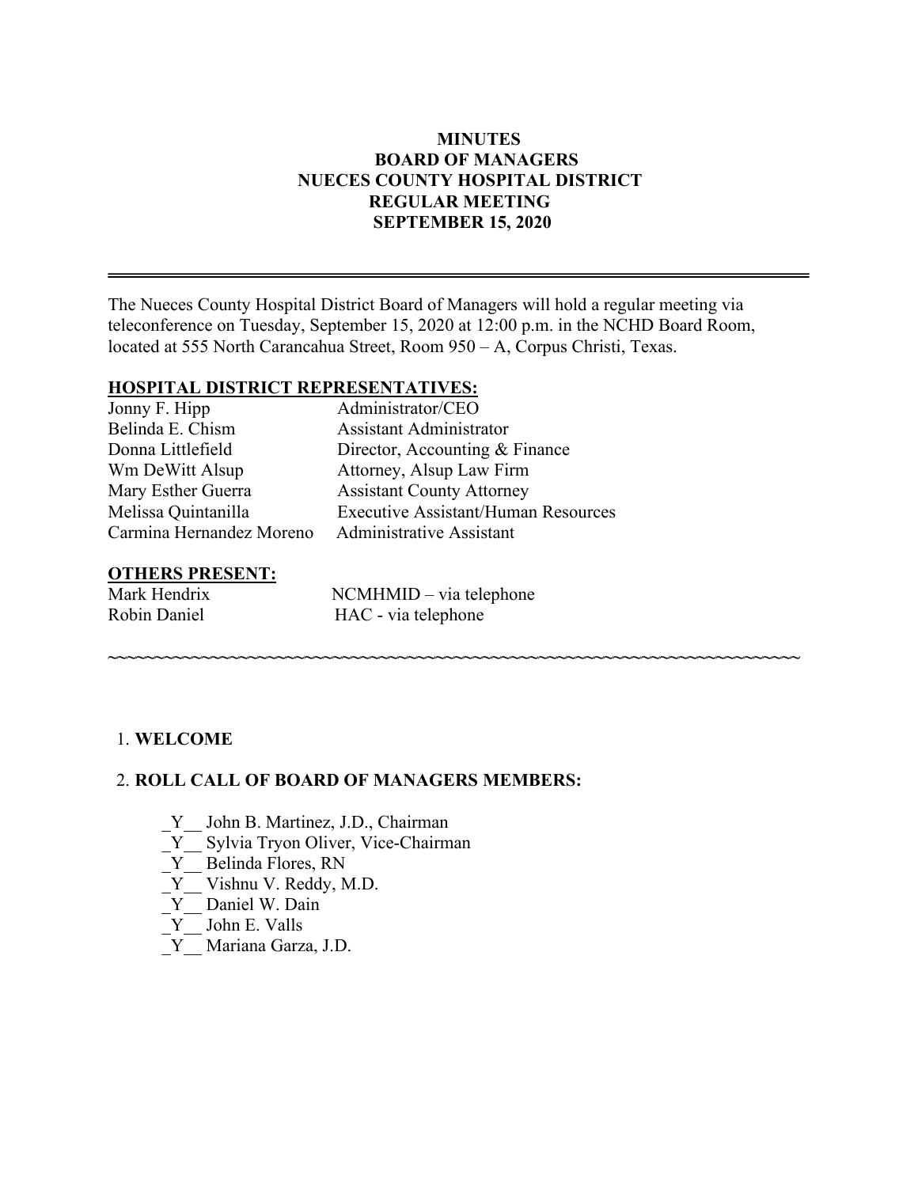# MINUTES
# BOARD OF MANAGERS
# NUECES COUNTY HOSPITAL DISTRICT
# REGULAR MEETING
# SEPTEMBER 15, 2020

---

The Nueces County Hospital District Board of Managers will hold a regular meeting via teleconference on Tuesday, September 15, 2020 at 12:00 p.m. in the NCHD Board Room, located at 555 North Carancahua Street, Room 950 – A, Corpus Christi, Texas.

**HOSPITAL DISTRICT REPRESENTATIVES:**

| | |
|---|---|
| Jonny F. Hipp | Administrator/CEO |
| Belinda E. Chism | Assistant Administrator |
| Donna Littlefield | Director, Accounting & Finance |
| Wm DeWitt Alsup | Attorney, Alsup Law Firm |
| Mary Esther Guerra | Assistant County Attorney |
| Melissa Quintanilla | Executive Assistant/Human Resources |
| Carmina Hernandez Moreno | Administrative Assistant |

**OTHERS PRESENT:**

| | |
|---|---|
| Mark Hendrix | NCMHMID – via telephone |
| Robin Daniel | HAC - via telephone |

~~~~~~~~~~~~~~~~~~~~~~~~~~~~~~~~~~~~~~~~~~~~~~~~~~~~~~~~~~~~~~~~~~~~~~~~~~~~~~~~~~~~~~~~

1. **WELCOME**

2. **ROLL CALL OF BOARD OF MANAGERS MEMBERS:**

   _Y__ John B. Martinez, J.D., Chairman
   _Y__ Sylvia Tryon Oliver, Vice-Chairman
   _Y__ Belinda Flores, RN
   _Y__ Vishnu V. Reddy, M.D.
   _Y__ Daniel W. Dain
   _Y__ John E. Valls
   _Y__ Mariana Garza, J.D.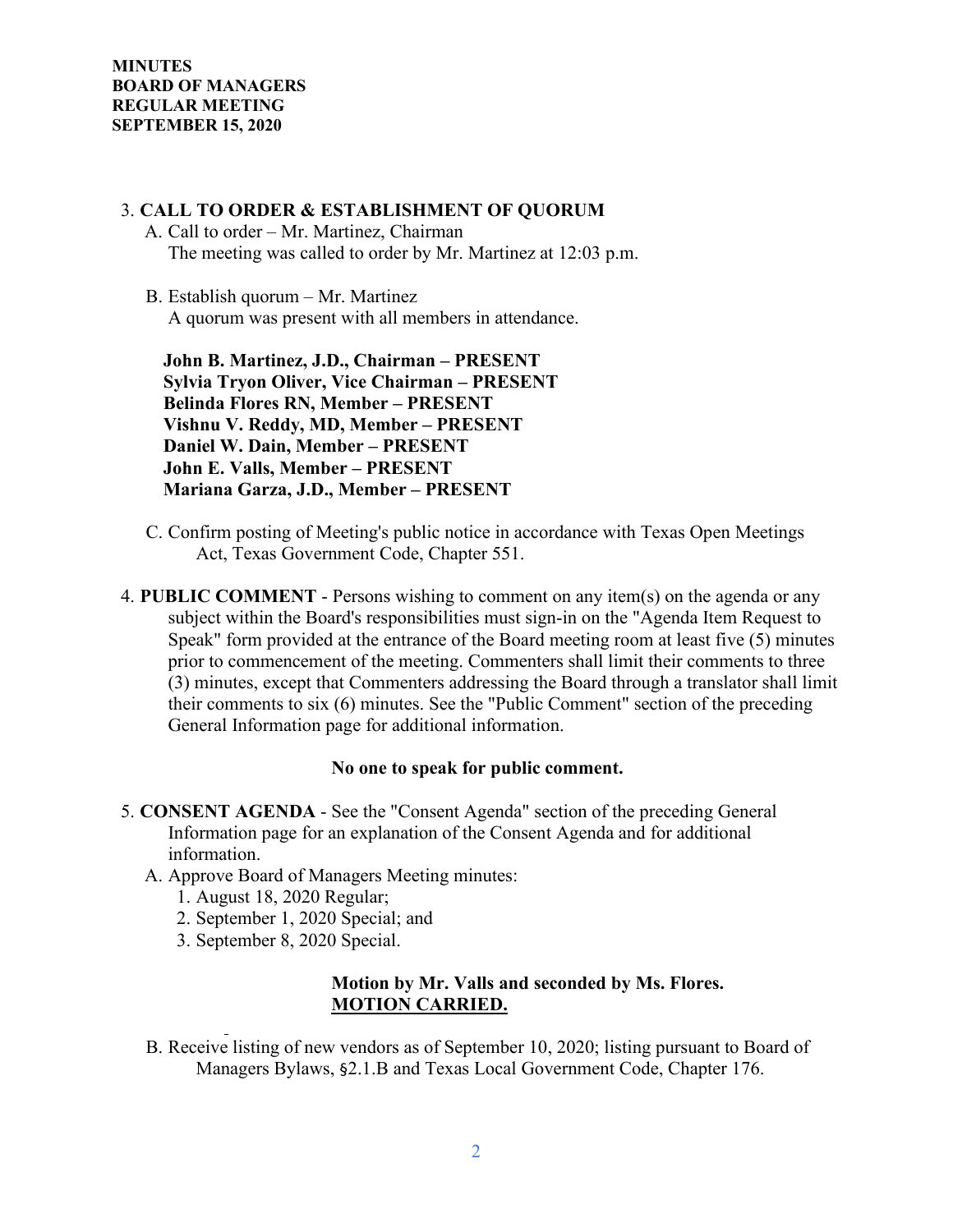**MINUTES**
**BOARD OF MANAGERS**
**REGULAR MEETING**
**SEPTEMBER 15, 2020**

3. **CALL TO ORDER & ESTABLISHMENT OF QUORUM**
   A. Call to order – Mr. Martinez, Chairman
      The meeting was called to order by Mr. Martinez at 12:03 p.m.

   B. Establish quorum – Mr. Martinez
      A quorum was present with all members in attendance.

      **John B. Martinez, J.D., Chairman – PRESENT**
      **Sylvia Tryon Oliver, Vice Chairman – PRESENT**
      **Belinda Flores RN, Member – PRESENT**
      **Vishnu V. Reddy, MD, Member – PRESENT**
      **Daniel W. Dain, Member – PRESENT**
      **John E. Valls, Member – PRESENT**
      **Mariana Garza, J.D., Member – PRESENT**

   C. Confirm posting of Meeting's public notice in accordance with Texas Open Meetings Act, Texas Government Code, Chapter 551.

4. **PUBLIC COMMENT** - Persons wishing to comment on any item(s) on the agenda or any subject within the Board's responsibilities must sign-in on the "Agenda Item Request to Speak" form provided at the entrance of the Board meeting room at least five (5) minutes prior to commencement of the meeting. Commenters shall limit their comments to three (3) minutes, except that Commenters addressing the Board through a translator shall limit their comments to six (6) minutes. See the "Public Comment" section of the preceding General Information page for additional information.

   **No one to speak for public comment.**

5. **CONSENT AGENDA** - See the "Consent Agenda" section of the preceding General Information page for an explanation of the Consent Agenda and for additional information.
   A. Approve Board of Managers Meeting minutes:
      1. August 18, 2020 Regular;
      2. September 1, 2020 Special; and
      3. September 8, 2020 Special.

      **Motion by Mr. Valls and seconded by Ms. Flores.**
      **MOTION CARRIED.**

   B. Receive listing of new vendors as of September 10, 2020; listing pursuant to Board of Managers Bylaws, §2.1.B and Texas Local Government Code, Chapter 176.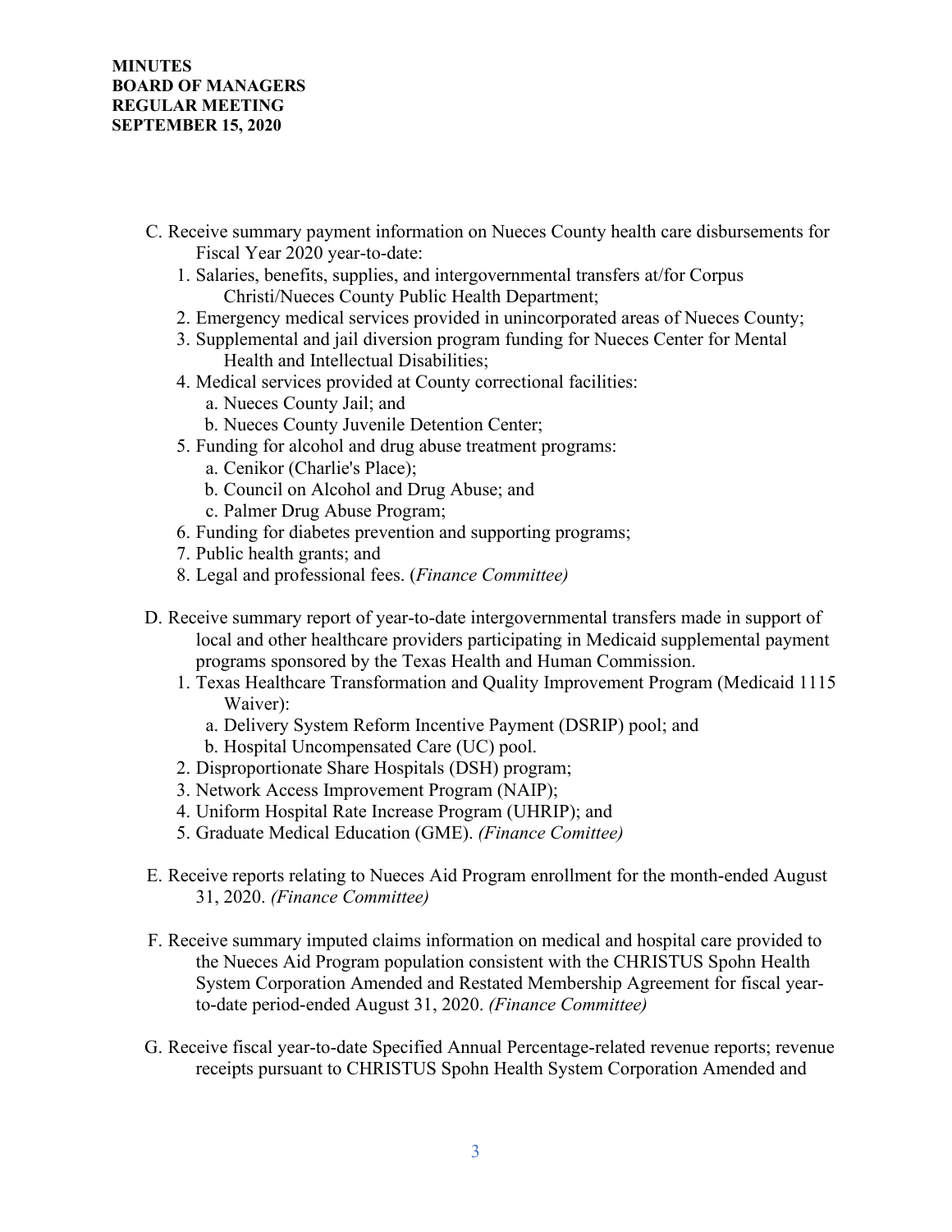C. Receive summary payment information on Nueces County health care disbursements for Fiscal Year 2020 year-to-date:
   1. Salaries, benefits, supplies, and intergovernmental transfers at/for Corpus Christi/Nueces County Public Health Department;
   2. Emergency medical services provided in unincorporated areas of Nueces County;
   3. Supplemental and jail diversion program funding for Nueces Center for Mental Health and Intellectual Disabilities;
   4. Medical services provided at County correctional facilities:
      a. Nueces County Jail; and
      b. Nueces County Juvenile Detention Center;
   5. Funding for alcohol and drug abuse treatment programs:
      a. Cenikor (Charlie's Place);
      b. Council on Alcohol and Drug Abuse; and
      c. Palmer Drug Abuse Program;
   6. Funding for diabetes prevention and supporting programs;
   7. Public health grants; and
   8. Legal and professional fees. (*Finance Committee)*

D. Receive summary report of year-to-date intergovernmental transfers made in support of local and other healthcare providers participating in Medicaid supplemental payment programs sponsored by the Texas Health and Human Commission.
   1. Texas Healthcare Transformation and Quality Improvement Program (Medicaid 1115 Waiver):
      a. Delivery System Reform Incentive Payment (DSRIP) pool; and
      b. Hospital Uncompensated Care (UC) pool.
   2. Disproportionate Share Hospitals (DSH) program;
   3. Network Access Improvement Program (NAIP);
   4. Uniform Hospital Rate Increase Program (UHRIP); and
   5. Graduate Medical Education (GME). *(Finance Comittee)*

E. Receive reports relating to Nueces Aid Program enrollment for the month-ended August 31, 2020. *(Finance Committee)*

F. Receive summary imputed claims information on medical and hospital care provided to the Nueces Aid Program population consistent with the CHRISTUS Spohn Health System Corporation Amended and Restated Membership Agreement for fiscal year-to-date period-ended August 31, 2020. *(Finance Committee)*

G. Receive fiscal year-to-date Specified Annual Percentage-related revenue reports; revenue receipts pursuant to CHRISTUS Spohn Health System Corporation Amended and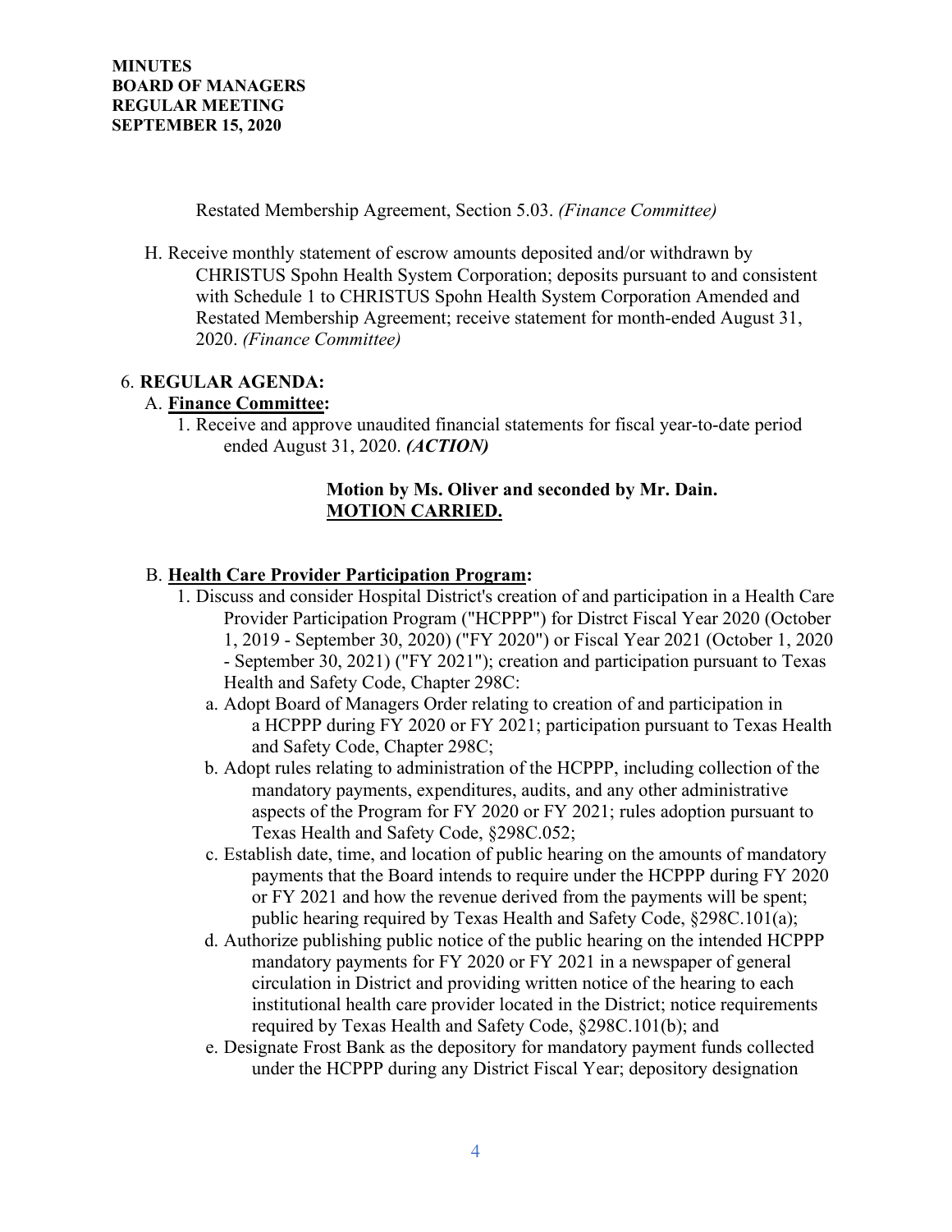Restated Membership Agreement, Section 5.03. *(Finance Committee)*

H. Receive monthly statement of escrow amounts deposited and/or withdrawn by CHRISTUS Spohn Health System Corporation; deposits pursuant to and consistent with Schedule 1 to CHRISTUS Spohn Health System Corporation Amended and Restated Membership Agreement; receive statement for month-ended August 31, 2020. *(Finance Committee)*

6. **REGULAR AGENDA:**

A. **Finance Committee:**

1. Receive and approve unaudited financial statements for fiscal year-to-date period ended August 31, 2020. ***(ACTION)***

**Motion by Ms. Oliver and seconded by Mr. Dain.**
**MOTION CARRIED.**

B. **Health Care Provider Participation Program:**

1. Discuss and consider Hospital District's creation of and participation in a Health Care Provider Participation Program ("HCPPP") for Distrct Fiscal Year 2020 (October 1, 2019 - September 30, 2020) ("FY 2020") or Fiscal Year 2021 (October 1, 2020 - September 30, 2021) ("FY 2021"); creation and participation pursuant to Texas Health and Safety Code, Chapter 298C:
   a. Adopt Board of Managers Order relating to creation of and participation in a HCPPP during FY 2020 or FY 2021; participation pursuant to Texas Health and Safety Code, Chapter 298C;
   b. Adopt rules relating to administration of the HCPPP, including collection of the mandatory payments, expenditures, audits, and any other administrative aspects of the Program for FY 2020 or FY 2021; rules adoption pursuant to Texas Health and Safety Code, §298C.052;
   c. Establish date, time, and location of public hearing on the amounts of mandatory payments that the Board intends to require under the HCPPP during FY 2020 or FY 2021 and how the revenue derived from the payments will be spent; public hearing required by Texas Health and Safety Code, §298C.101(a);
   d. Authorize publishing public notice of the public hearing on the intended HCPPP mandatory payments for FY 2020 or FY 2021 in a newspaper of general circulation in District and providing written notice of the hearing to each institutional health care provider located in the District; notice requirements required by Texas Health and Safety Code, §298C.101(b); and
   e. Designate Frost Bank as the depository for mandatory payment funds collected under the HCPPP during any District Fiscal Year; depository designation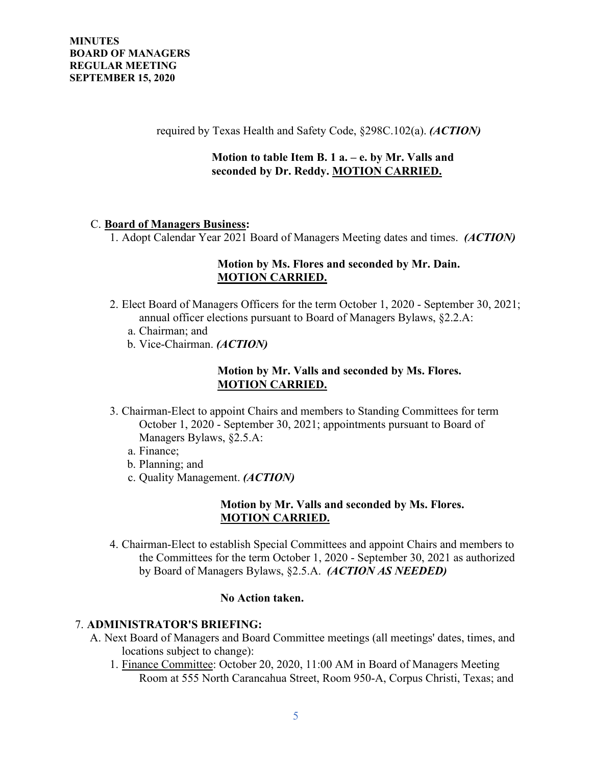required by Texas Health and Safety Code, §298C.102(a). ***(ACTION)***

**Motion to table Item B. 1 a. – e. by Mr. Valls and seconded by Dr. Reddy. MOTION CARRIED.**

C. **Board of Managers Business:**

1. Adopt Calendar Year 2021 Board of Managers Meeting dates and times. ***(ACTION)***

   **Motion by Ms. Flores and seconded by Mr. Dain. MOTION CARRIED.**

2. Elect Board of Managers Officers for the term October 1, 2020 - September 30, 2021; annual officer elections pursuant to Board of Managers Bylaws, §2.2.A:
   a. Chairman; and
   b. Vice-Chairman. ***(ACTION)***

   **Motion by Mr. Valls and seconded by Ms. Flores. MOTION CARRIED.**

3. Chairman-Elect to appoint Chairs and members to Standing Committees for term October 1, 2020 - September 30, 2021; appointments pursuant to Board of Managers Bylaws, §2.5.A:
   a. Finance;
   b. Planning; and
   c. Quality Management. ***(ACTION)***

   **Motion by Mr. Valls and seconded by Ms. Flores. MOTION CARRIED.**

4. Chairman-Elect to establish Special Committees and appoint Chairs and members to the Committees for the term October 1, 2020 - September 30, 2021 as authorized by Board of Managers Bylaws, §2.5.A. ***(ACTION AS NEEDED)***

   **No Action taken.**

7. **ADMINISTRATOR'S BRIEFING:**

A. Next Board of Managers and Board Committee meetings (all meetings' dates, times, and locations subject to change):

1. Finance Committee: October 20, 2020, 11:00 AM in Board of Managers Meeting Room at 555 North Carancahua Street, Room 950-A, Corpus Christi, Texas; and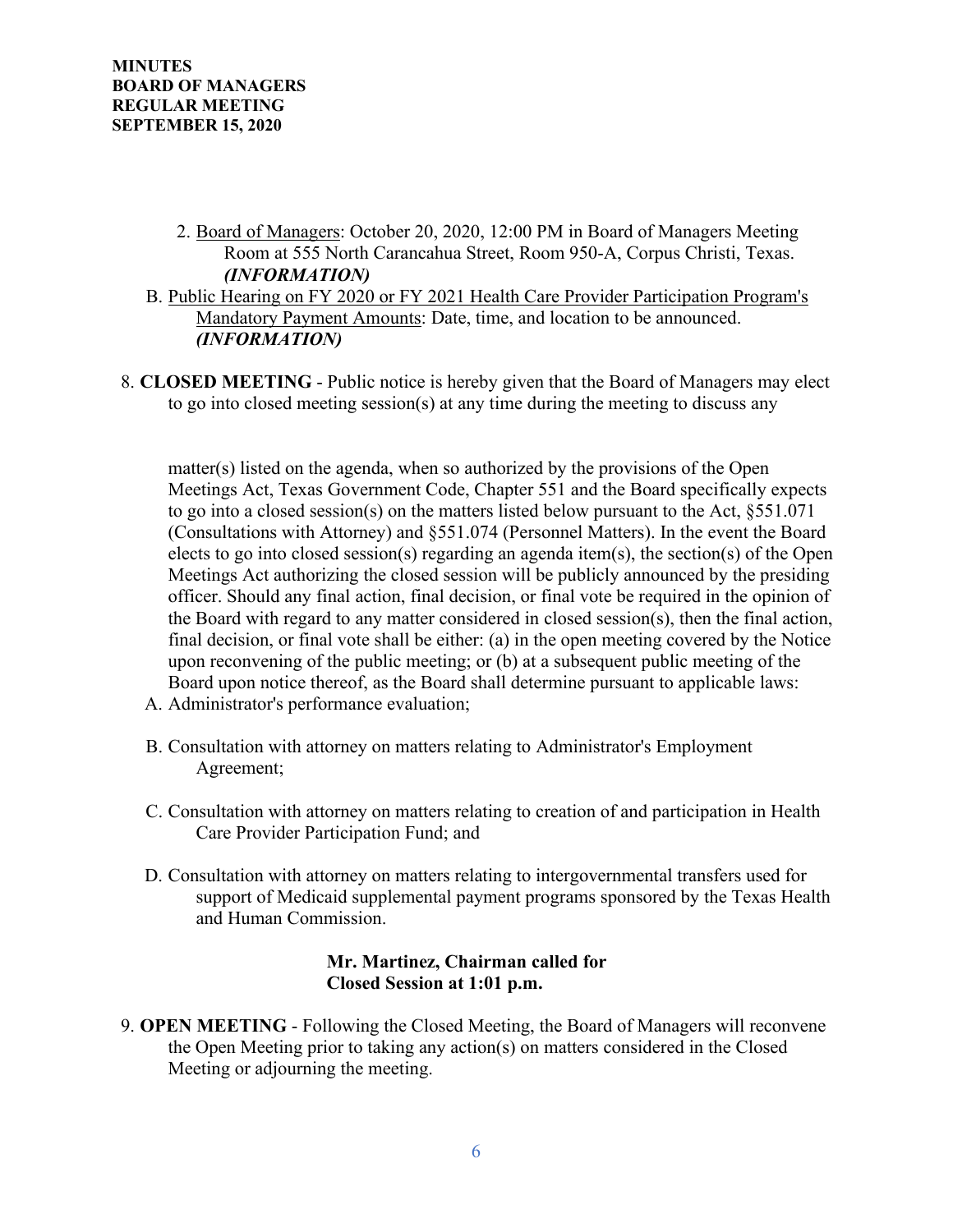**MINUTES**
**BOARD OF MANAGERS**
**REGULAR MEETING**
**SEPTEMBER 15, 2020**

2. Board of Managers: October 20, 2020, 12:00 PM in Board of Managers Meeting Room at 555 North Carancahua Street, Room 950-A, Corpus Christi, Texas. ***(INFORMATION)***

B. Public Hearing on FY 2020 or FY 2021 Health Care Provider Participation Program's Mandatory Payment Amounts: Date, time, and location to be announced. ***(INFORMATION)***

8. **CLOSED MEETING** - Public notice is hereby given that the Board of Managers may elect to go into closed meeting session(s) at any time during the meeting to discuss any matter(s) listed on the agenda, when so authorized by the provisions of the Open Meetings Act, Texas Government Code, Chapter 551 and the Board specifically expects to go into a closed session(s) on the matters listed below pursuant to the Act, §551.071 (Consultations with Attorney) and §551.074 (Personnel Matters). In the event the Board elects to go into closed session(s) regarding an agenda item(s), the section(s) of the Open Meetings Act authorizing the closed session will be publicly announced by the presiding officer. Should any final action, final decision, or final vote be required in the opinion of the Board with regard to any matter considered in closed session(s), then the final action, final decision, or final vote shall be either: (a) in the open meeting covered by the Notice upon reconvening of the public meeting; or (b) at a subsequent public meeting of the Board upon notice thereof, as the Board shall determine pursuant to applicable laws:

A. Administrator's performance evaluation;

B. Consultation with attorney on matters relating to Administrator's Employment Agreement;

C. Consultation with attorney on matters relating to creation of and participation in Health Care Provider Participation Fund; and

D. Consultation with attorney on matters relating to intergovernmental transfers used for support of Medicaid supplemental payment programs sponsored by the Texas Health and Human Commission.

**Mr. Martinez, Chairman called for Closed Session at 1:01 p.m.**

9. **OPEN MEETING** - Following the Closed Meeting, the Board of Managers will reconvene the Open Meeting prior to taking any action(s) on matters considered in the Closed Meeting or adjourning the meeting.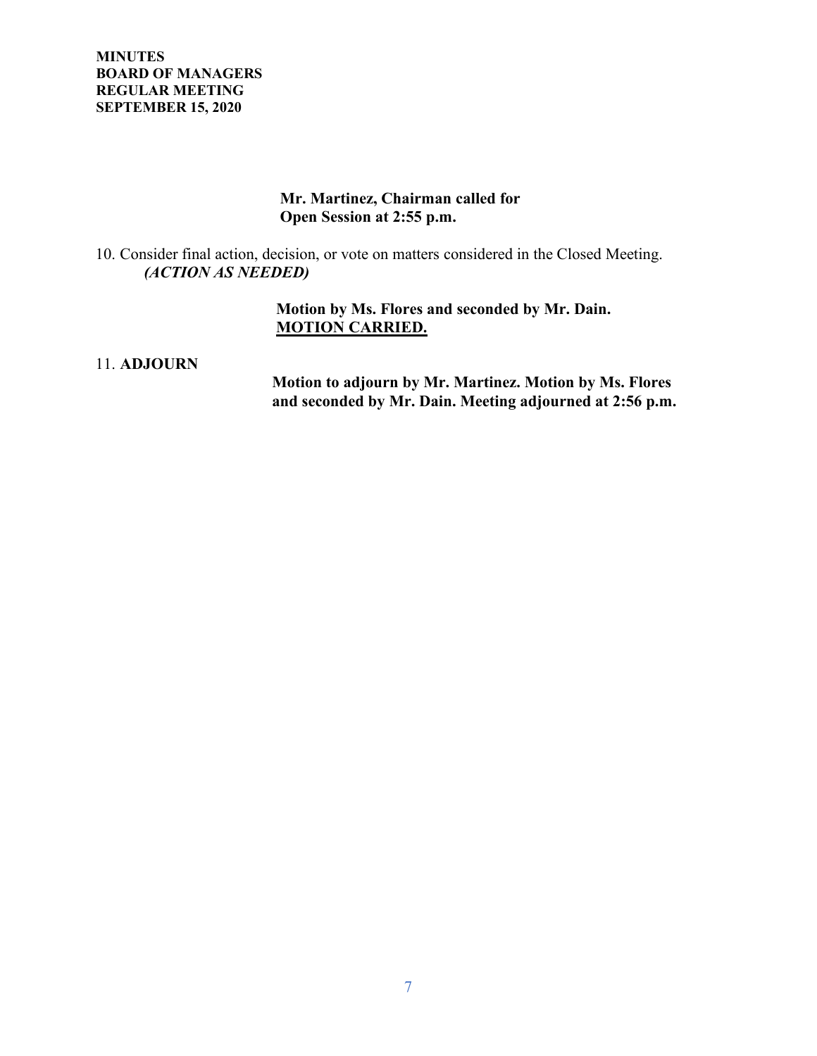**MINUTES**
**BOARD OF MANAGERS**
**REGULAR MEETING**
**SEPTEMBER 15, 2020**

**Mr. Martinez, Chairman called for Open Session at 2:55 p.m.**

10. Consider final action, decision, or vote on matters considered in the Closed Meeting. ***(ACTION AS NEEDED)***

**Motion by Ms. Flores and seconded by Mr. Dain.**
**<u>MOTION CARRIED.</u>**

11. **ADJOURN**

**Motion to adjourn by Mr. Martinez. Motion by Ms. Flores and seconded by Mr. Dain. Meeting adjourned at 2:56 p.m.**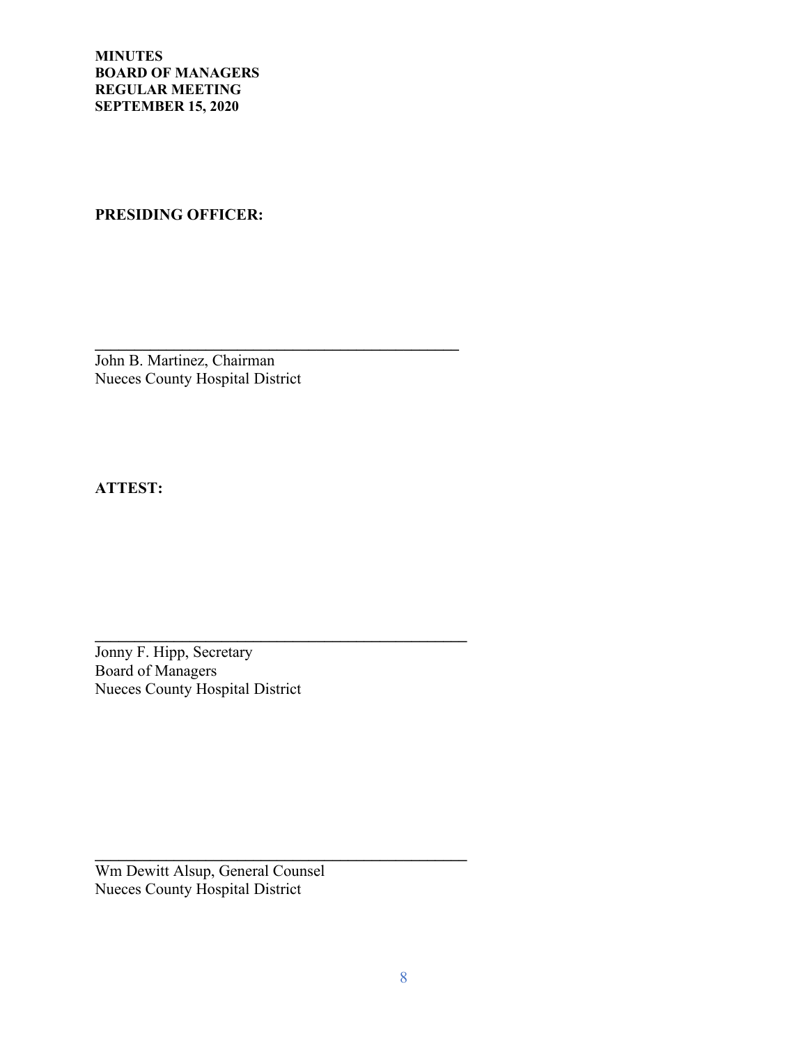**MINUTES**
**BOARD OF MANAGERS**
**REGULAR MEETING**
**SEPTEMBER 15, 2020**

**PRESIDING OFFICER:**

\_\_\_\_\_\_\_\_\_\_\_\_\_\_\_\_\_\_\_\_\_\_\_\_\_\_\_\_\_\_\_\_\_\_\_\_\_\_\_\_\_\_\_\_
John B. Martinez, Chairman
Nueces County Hospital District

**ATTEST:**

\_\_\_\_\_\_\_\_\_\_\_\_\_\_\_\_\_\_\_\_\_\_\_\_\_\_\_\_\_\_\_\_\_\_\_\_\_\_\_\_\_\_\_\_
Jonny F. Hipp, Secretary
Board of Managers
Nueces County Hospital District

\_\_\_\_\_\_\_\_\_\_\_\_\_\_\_\_\_\_\_\_\_\_\_\_\_\_\_\_\_\_\_\_\_\_\_\_\_\_\_\_\_\_\_\_
Wm Dewitt Alsup, General Counsel
Nueces County Hospital District